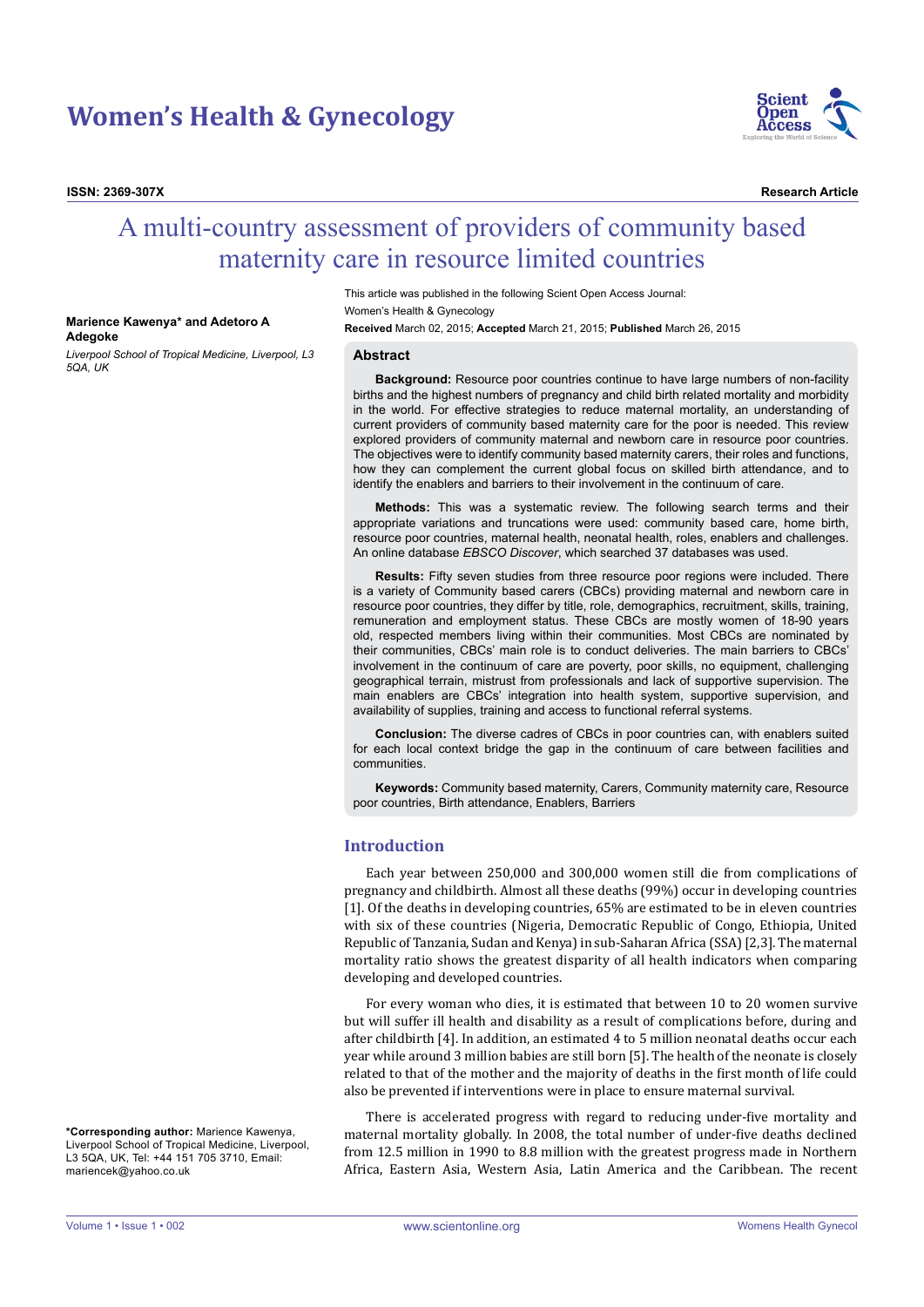# Women's Health & Gynecology

**ISSN: 2369-307X**

**Research Article**

# A multi-country assessment of providers of community based maternity care in resource limited countries

**Marience Kawenya\* and Adetoro A Adegoke**

*Liverpool School of Tropical Medicine, Liverpool, L3 5QA, UK*

This article was published in the following Scient Open Access Journal:
Women's Health & Gynecology

**Received** March 02, 2015; **Accepted** March 21, 2015; **Published** March 26, 2015

## Abstract

**Background:** Resource poor countries continue to have large numbers of non-facility births and the highest numbers of pregnancy and child birth related mortality and morbidity in the world. For effective strategies to reduce maternal mortality, an understanding of current providers of community based maternity care for the poor is needed. This review explored providers of community maternal and newborn care in resource poor countries. The objectives were to identify community based maternity carers, their roles and functions, how they can complement the current global focus on skilled birth attendance, and to identify the enablers and barriers to their involvement in the continuum of care.

**Methods:** This was a systematic review. The following search terms and their appropriate variations and truncations were used: community based care, home birth, resource poor countries, maternal health, neonatal health, roles, enablers and challenges. An online database *EBSCO Discover*, which searched 37 databases was used.

**Results:** Fifty seven studies from three resource poor regions were included. There is a variety of Community based carers (CBCs) providing maternal and newborn care in resource poor countries, they differ by title, role, demographics, recruitment, skills, training, remuneration and employment status. These CBCs are mostly women of 18-90 years old, respected members living within their communities. Most CBCs are nominated by their communities, CBCs' main role is to conduct deliveries. The main barriers to CBCs' involvement in the continuum of care are poverty, poor skills, no equipment, challenging geographical terrain, mistrust from professionals and lack of supportive supervision. The main enablers are CBCs' integration into health system, supportive supervision, and availability of supplies, training and access to functional referral systems.

**Conclusion:** The diverse cadres of CBCs in poor countries can, with enablers suited for each local context bridge the gap in the continuum of care between facilities and communities.

**Keywords:** Community based maternity, Carers, Community maternity care, Resource poor countries, Birth attendance, Enablers, Barriers

## Introduction

Each year between 250,000 and 300,000 women still die from complications of pregnancy and childbirth. Almost all these deaths (99%) occur in developing countries [1]. Of the deaths in developing countries, 65% are estimated to be in eleven countries with six of these countries (Nigeria, Democratic Republic of Congo, Ethiopia, United Republic of Tanzania, Sudan and Kenya) in sub-Saharan Africa (SSA) [2,3]. The maternal mortality ratio shows the greatest disparity of all health indicators when comparing developing and developed countries.

For every woman who dies, it is estimated that between 10 to 20 women survive but will suffer ill health and disability as a result of complications before, during and after childbirth [4]. In addition, an estimated 4 to 5 million neonatal deaths occur each year while around 3 million babies are still born [5]. The health of the neonate is closely related to that of the mother and the majority of deaths in the first month of life could also be prevented if interventions were in place to ensure maternal survival.

There is accelerated progress with regard to reducing under-five mortality and maternal mortality globally. In 2008, the total number of under-five deaths declined from 12.5 million in 1990 to 8.8 million with the greatest progress made in Northern Africa, Eastern Asia, Western Asia, Latin America and the Caribbean. The recent

\*Corresponding author: Marience Kawenya, Liverpool School of Tropical Medicine, Liverpool, L3 5QA, UK, Tel: +44 151 705 3710, Email: mariencek@yahoo.co.uk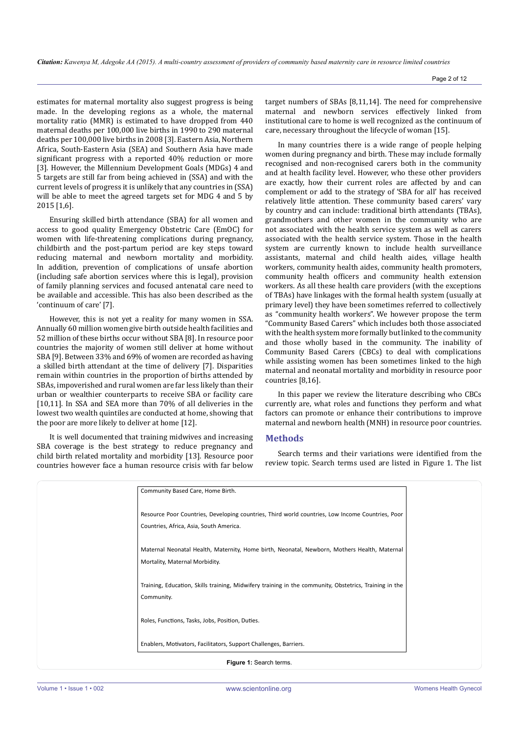estimates for maternal mortality also suggest progress is being made. In the developing regions as a whole, the maternal mortality ratio (MMR) is estimated to have dropped from 440 maternal deaths per 100,000 live births in 1990 to 290 maternal deaths per 100,000 live births in 2008 [3]. Eastern Asia, Northern Africa, South-Eastern Asia (SEA) and Southern Asia have made significant progress with a reported 40% reduction or more [3]. However, the Millennium Development Goals (MDGs) 4 and 5 targets are still far from being achieved in (SSA) and with the current levels of progress it is unlikely that any countries in (SSA) will be able to meet the agreed targets set for MDG 4 and 5 by 2015 [1,6].

Ensuring skilled birth attendance (SBA) for all women and access to good quality Emergency Obstetric Care (EmOC) for women with life-threatening complications during pregnancy, childbirth and the post-partum period are key steps toward reducing maternal and newborn mortality and morbidity. In addition, prevention of complications of unsafe abortion (including safe abortion services where this is legal), provision of family planning services and focused antenatal care need to be available and accessible. This has also been described as the 'continuum of care' [7].

However, this is not yet a reality for many women in SSA. Annually 60 million women give birth outside health facilities and 52 million of these births occur without SBA [8]. In resource poor countries the majority of women still deliver at home without SBA [9]. Between 33% and 69% of women are recorded as having a skilled birth attendant at the time of delivery [7]. Disparities remain within countries in the proportion of births attended by SBAs, impoverished and rural women are far less likely than their urban or wealthier counterparts to receive SBA or facility care [10,11]. In SSA and SEA more than 70% of all deliveries in the lowest two wealth quintiles are conducted at home, showing that the poor are more likely to deliver at home [12].

It is well documented that training midwives and increasing SBA coverage is the best strategy to reduce pregnancy and child birth related mortality and morbidity [13]. Resource poor countries however face a human resource crisis with far below target numbers of SBAs [8,11,14]. The need for comprehensive maternal and newborn services effectively linked from institutional care to home is well recognized as the continuum of care, necessary throughout the lifecycle of woman [15].

In many countries there is a wide range of people helping women during pregnancy and birth. These may include formally recognised and non-recognised carers both in the community and at health facility level. However, who these other providers are exactly, how their current roles are affected by and can complement or add to the strategy of 'SBA for all' has received relatively little attention. These community based carers' vary by country and can include: traditional birth attendants (TBAs), grandmothers and other women in the community who are not associated with the health service system as well as carers associated with the health service system. Those in the health system are currently known to include health surveillance assistants, maternal and child health aides, village health workers, community health aides, community health promoters, community health officers and community health extension workers. As all these health care providers (with the exceptions of TBAs) have linkages with the formal health system (usually at primary level) they have been sometimes referred to collectively as "community health workers". We however propose the term "Community Based Carers" which includes both those associated with the health system more formally but linked to the community and those wholly based in the community. The inability of Community Based Carers (CBCs) to deal with complications while assisting women has been sometimes linked to the high maternal and neonatal mortality and morbidity in resource poor countries [8,16].

In this paper we review the literature describing who CBCs currently are, what roles and functions they perform and what factors can promote or enhance their contributions to improve maternal and newborn health (MNH) in resource poor countries.

## Methods

Search terms and their variations were identified from the review topic. Search terms used are listed in Figure 1. The list

| |
|---|
| Community Based Care, Home Birth. |
| Resource Poor Countries, Developing countries, Third world countries, Low Income Countries, Poor Countries, Africa, Asia, South America. |
| Maternal Neonatal Health, Maternity, Home birth, Neonatal, Newborn, Mothers Health, Maternal Mortality, Maternal Morbidity. |
| Training, Education, Skills training, Midwifery training in the community, Obstetrics, Training in the Community. |
| Roles, Functions, Tasks, Jobs, Position, Duties. |
| Enablers, Motivators, Facilitators, Support Challenges, Barriers. |

**Figure 1:** Search terms.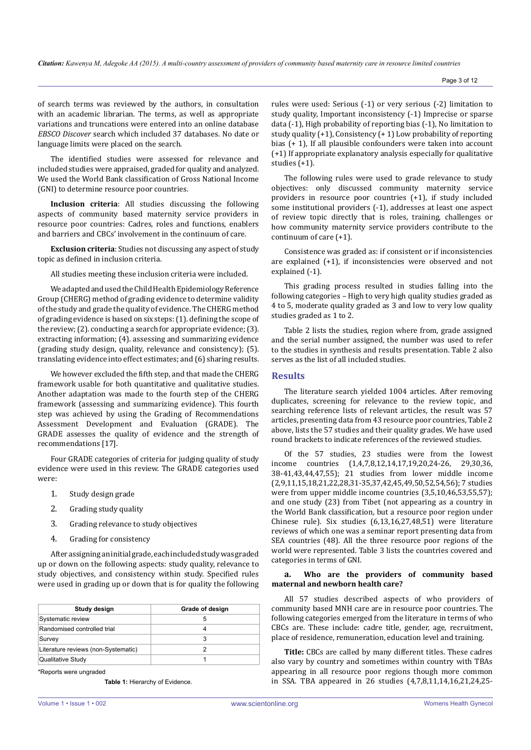of search terms was reviewed by the authors, in consultation with an academic librarian. The terms, as well as appropriate variations and truncations were entered into an online database *EBSCO Discover* search which included 37 databases. No date or language limits were placed on the search.

The identified studies were assessed for relevance and included studies were appraised, graded for quality and analyzed. We used the World Bank classification of Gross National Income (GNI) to determine resource poor countries.

**Inclusion criteria**: All studies discussing the following aspects of community based maternity service providers in resource poor countries: Cadres, roles and functions, enablers and barriers and CBCs' involvement in the continuum of care.

**Exclusion criteria**: Studies not discussing any aspect of study topic as defined in inclusion criteria.

All studies meeting these inclusion criteria were included.

We adapted and used the Child Health Epidemiology Reference Group (CHERG) method of grading evidence to determine validity of the study and grade the quality of evidence. The CHERG method of grading evidence is based on six steps: (1). defining the scope of the review; (2). conducting a search for appropriate evidence; (3). extracting information; (4). assessing and summarizing evidence (grading study design, quality, relevance and consistency); (5). translating evidence into effect estimates; and (6) sharing results.

We however excluded the fifth step, and that made the CHERG framework usable for both quantitative and qualitative studies. Another adaptation was made to the fourth step of the CHERG framework (assessing and summarizing evidence). This fourth step was achieved by using the Grading of Recommendations Assessment Development and Evaluation (GRADE). The GRADE assesses the quality of evidence and the strength of recommendations [17].

Four GRADE categories of criteria for judging quality of study evidence were used in this review. The GRADE categories used were:

1. Study design grade
2. Grading study quality
3. Grading relevance to study objectives
4. Grading for consistency

After assigning an initial grade, each included study was graded up or down on the following aspects: study quality, relevance to study objectives, and consistency within study. Specified rules were used in grading up or down that is for quality the following

| Study design | Grade of design |
|---|---|
| Systematic review | 5 |
| Randomised controlled trial | 4 |
| Survey | 3 |
| Literature reviews (non-Systematic) | 2 |
| Qualitative Study | 1 |

*Reports were ungraded

**Table 1:** Hierarchy of Evidence.

rules were used: Serious (-1) or very serious (-2) limitation to study quality, Important inconsistency (-1) Imprecise or sparse data (-1), High probability of reporting bias (-1), No limitation to study quality (+1), Consistency (+ 1) Low probability of reporting bias (+ 1), If all plausible confounders were taken into account (+1) If appropriate explanatory analysis especially for qualitative studies (+1).

The following rules were used to grade relevance to study objectives: only discussed community maternity service providers in resource poor countries (+1), if study included some institutional providers (-1), addresses at least one aspect of review topic directly that is roles, training, challenges or how community maternity service providers contribute to the continuum of care (+1).

Consistence was graded as: if consistent or if inconsistencies are explained (+1), if inconsistencies were observed and not explained (-1).

This grading process resulted in studies falling into the following categories – High to very high quality studies graded as 4 to 5, moderate quality graded as 3 and low to very low quality studies graded as 1 to 2.

Table 2 lists the studies, region where from, grade assigned and the serial number assigned, the number was used to refer to the studies in synthesis and results presentation. Table 2 also serves as the list of all included studies.

## Results

The literature search yielded 1004 articles. After removing duplicates, screening for relevance to the review topic, and searching reference lists of relevant articles, the result was 57 articles, presenting data from 43 resource poor countries, Table 2 above, lists the 57 studies and their quality grades. We have used round brackets to indicate references of the reviewed studies.

Of the 57 studies, 23 studies were from the lowest income countries (1,4,7,8,12,14,17,19,20,24-26, 29,30,36, 38-41,43,44,47,55); 21 studies from lower middle income (2,9,11,15,18,21,22,28,31-35,37,42,45,49,50,52,54,56); 7 studies were from upper middle income countries (3,5,10,46,53,55,57); and one study (23) from Tibet (not appearing as a country in the World Bank classification, but a resource poor region under Chinese rule). Six studies (6,13,16,27,48,51) were literature reviews of which one was a seminar report presenting data from SEA countries (48). All the three resource poor regions of the world were represented. Table 3 lists the countries covered and categories in terms of GNI.

### a. Who are the providers of community based maternal and newborn health care?

All 57 studies described aspects of who providers of community based MNH care are in resource poor countries. The following categories emerged from the literature in terms of who CBCs are. These include: cadre title, gender, age, recruitment, place of residence, remuneration, education level and training.

**Title:** CBCs are called by many different titles. These cadres also vary by country and sometimes within country with TBAs appearing in all resource poor regions though more common in SSA. TBA appeared in 26 studies (4,7,8,11,14,16,21,24,25-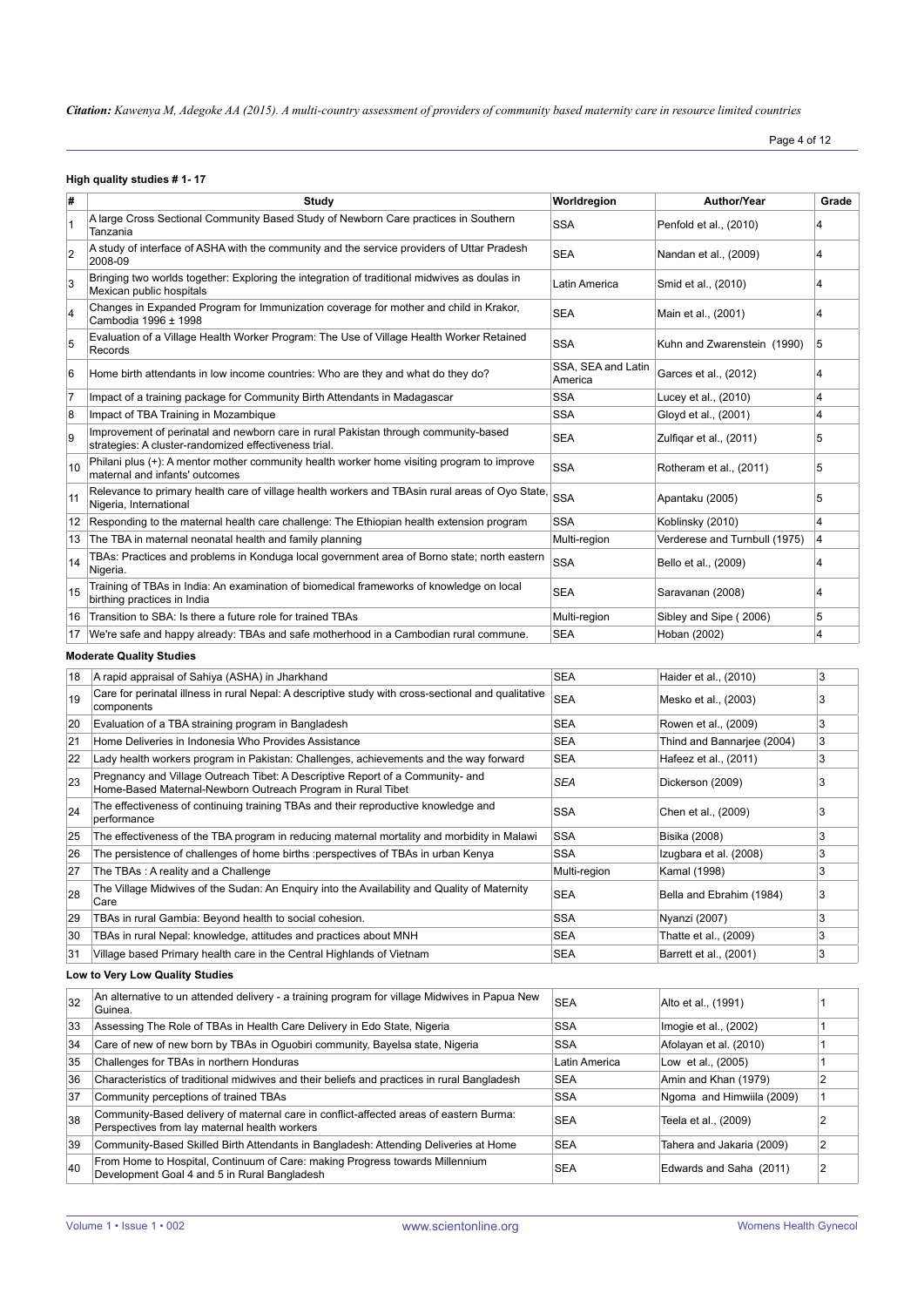**High quality studies # 1- 17**

| # | Study | Worldregion | Author/Year | Grade |
|---|---|---|---|---|
| 1 | A large Cross Sectional Community Based Study of Newborn Care practices in Southern Tanzania | SSA | Penfold et al., (2010) | 4 |
| 2 | A study of interface of ASHA with the community and the service providers of Uttar Pradesh 2008-09 | SEA | Nandan et al., (2009) | 4 |
| 3 | Bringing two worlds together: Exploring the integration of traditional midwives as doulas in Mexican public hospitals | Latin America | Smid et al., (2010) | 4 |
| 4 | Changes in Expanded Program for Immunization coverage for mother and child in Krakor, Cambodia 1996 ± 1998 | SEA | Main et al., (2001) | 4 |
| 5 | Evaluation of a Village Health Worker Program: The Use of Village Health Worker Retained Records | SSA | Kuhn and Zwarenstein (1990) | 5 |
| 6 | Home birth attendants in low income countries: Who are they and what do they do? | SSA, SEA and Latin America | Garces et al., (2012) | 4 |
| 7 | Impact of a training package for Community Birth Attendants in Madagascar | SSA | Lucey et al., (2010) | 4 |
| 8 | Impact of TBA Training in Mozambique | SSA | Gloyd et al., (2001) | 4 |
| 9 | Improvement of perinatal and newborn care in rural Pakistan through community-based strategies: A cluster-randomized effectiveness trial. | SEA | Zulfiqar et al., (2011) | 5 |
| 10 | Philani plus (+): A mentor mother community health worker home visiting program to improve maternal and infants' outcomes | SSA | Rotheram et al., (2011) | 5 |
| 11 | Relevance to primary health care of village health workers and TBAsin rural areas of Oyo State, Nigeria, International | SSA | Apantaku (2005) | 5 |
| 12 | Responding to the maternal health care challenge: The Ethiopian health extension program | SSA | Koblinsky (2010) | 4 |
| 13 | The TBA in maternal neonatal health and family planning | Multi-region | Verderese and Turnbull (1975) | 4 |
| 14 | TBAs: Practices and problems in Konduga local government area of Borno state; north eastern Nigeria. | SSA | Bello et al., (2009) | 4 |
| 15 | Training of TBAs in India: An examination of biomedical frameworks of knowledge on local birthing practices in India | SEA | Saravanan (2008) | 4 |
| 16 | Transition to SBA: Is there a future role for trained TBAs | Multi-region | Sibley and Sipe ( 2006) | 5 |
| 17 | We're safe and happy already: TBAs and safe motherhood in a Cambodian rural commune. | SEA | Hoban (2002) | 4 |

**Moderate Quality Studies**

| # | Study | Worldregion | Author/Year | Grade |
|---|---|---|---|---|
| 18 | A rapid appraisal of Sahiya (ASHA) in Jharkhand | SEA | Haider et al., (2010) | 3 |
| 19 | Care for perinatal illness in rural Nepal: A descriptive study with cross-sectional and qualitative components | SEA | Mesko et al., (2003) | 3 |
| 20 | Evaluation of a TBA straining program in Bangladesh | SEA | Rowen et al., (2009) | 3 |
| 21 | Home Deliveries in Indonesia Who Provides Assistance | SEA | Thind and Bannarjee (2004) | 3 |
| 22 | Lady health workers program in Pakistan: Challenges, achievements and the way forward | SEA | Hafeez et al., (2011) | 3 |
| 23 | Pregnancy and Village Outreach Tibet: A Descriptive Report of a Community- and Home-Based Maternal-Newborn Outreach Program in Rural Tibet | *SEA* | Dickerson (2009) | 3 |
| 24 | The effectiveness of continuing training TBAs and their reproductive knowledge and performance | SSA | Chen et al., (2009) | 3 |
| 25 | The effectiveness of the TBA program in reducing maternal mortality and morbidity in Malawi | SSA | Bisika (2008) | 3 |
| 26 | The persistence of challenges of home births :perspectives of TBAs in urban Kenya | SSA | Izugbara et al. (2008) | 3 |
| 27 | The TBAs : A reality and a Challenge | Multi-region | Kamal (1998) | 3 |
| 28 | The Village Midwives of the Sudan: An Enquiry into the Availability and Quality of Maternity Care | SEA | Bella and Ebrahim (1984) | 3 |
| 29 | TBAs in rural Gambia: Beyond health to social cohesion. | SSA | Nyanzi (2007) | 3 |
| 30 | TBAs in rural Nepal: knowledge, attitudes and practices about MNH | SEA | Thatte et al., (2009) | 3 |
| 31 | Village based Primary health care in the Central Highlands of Vietnam | SEA | Barrett et al., (2001) | 3 |

**Low to Very Low Quality Studies**

| # | Study | Worldregion | Author/Year | Grade |
|---|---|---|---|---|
| 32 | An alternative to un attended delivery - a training program for village Midwives in Papua New Guinea. | SEA | Alto et al., (1991) | 1 |
| 33 | Assessing The Role of TBAs in Health Care Delivery in Edo State, Nigeria | SSA | Imogie et al., (2002) | 1 |
| 34 | Care of new of new born by TBAs in Oguobiri community, Bayelsa state, Nigeria | SSA | Afolayan et al. (2010) | 1 |
| 35 | Challenges for TBAs in northern Honduras | Latin America | Low et al., (2005) | 1 |
| 36 | Characteristics of traditional midwives and their beliefs and practices in rural Bangladesh | SEA | Amin and Khan (1979) | 2 |
| 37 | Community perceptions of trained TBAs | SSA | Ngoma and Himwiila (2009) | 1 |
| 38 | Community-Based delivery of maternal care in conflict-affected areas of eastern Burma: Perspectives from lay maternal health workers | SEA | Teela et al., (2009) | 2 |
| 39 | Community-Based Skilled Birth Attendants in Bangladesh: Attending Deliveries at Home | SEA | Tahera and Jakaria (2009) | 2 |
| 40 | From Home to Hospital, Continuum of Care: making Progress towards Millennium Development Goal 4 and 5 in Rural Bangladesh | SEA | Edwards and Saha (2011) | 2 |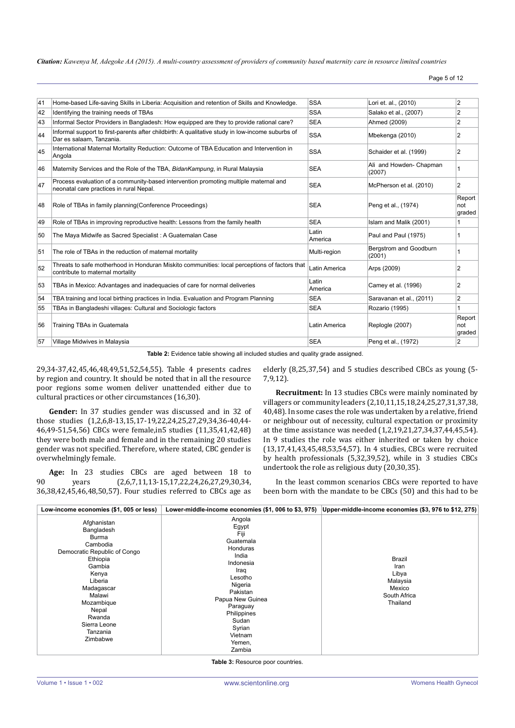| 41 | Home-based Life-saving Skills in Liberia: Acquisition and retention of Skills and Knowledge. | SSA | Lori et. al., (2010) | 2 |
|---|---|---|---|---|
| 42 | Identifying the training needs of TBAs | SSA | Salako et al., (2007) | 2 |
| 43 | Informal Sector Providers in Bangladesh: How equipped are they to provide rational care? | SEA | Ahmed (2009) | 2 |
| 44 | Informal support to first-parents after childbirth: A qualitative study in low-income suburbs of Dar es salaam, Tanzania. | SSA | Mbekenga (2010) | 2 |
| 45 | International Maternal Mortality Reduction: Outcome of TBA Education and Intervention in Angola | SSA | Schaider et al. (1999) | 2 |
| 46 | Maternity Services and the Role of the TBA, *BidanKampung*, in Rural Malaysia | SEA | Ali and Howden- Chapman (2007) | 1 |
| 47 | Process evaluation of a community-based intervention promoting multiple maternal and neonatal care practices in rural Nepal. | SEA | McPherson et al. (2010) | 2 |
| 48 | Role of TBAs in family planning(Conference Proceedings) | SEA | Peng et al., (1974) | Report not graded |
| 49 | Role of TBAs in improving reproductive health: Lessons from the family health | SEA | Islam and Malik (2001) | 1 |
| 50 | The Maya Midwife as Sacred Specialist : A Guatemalan Case | Latin America | Paul and Paul (1975) | 1 |
| 51 | The role of TBAs in the reduction of maternal mortality | Multi-region | Bergstrom and Goodburn (2001) | 1 |
| 52 | Threats to safe motherhood in Honduran Miskito communities: local perceptions of factors that contribute to maternal mortality | Latin America | Arps (2009) | 2 |
| 53 | TBAs in Mexico: Advantages and inadequacies of care for normal deliveries | Latin America | Camey et al. (1996) | 2 |
| 54 | TBA training and local birthing practices in India. Evaluation and Program Planning | SEA | Saravanan et al., (2011) | 2 |
| 55 | TBAs in Bangladeshi villages: Cultural and Sociologic factors | SEA | Rozario (1995) | 1 |
| 56 | Training TBAs in Guatemala | Latin America | Replogle (2007) | Report not graded |
| 57 | Village Midwives in Malaysia | SEA | Peng et al., (1972) | 2 |

**Table 2:** Evidence table showing all included studies and quality grade assigned.

29,34-37,42,45,46,48,49,51,52,54,55). Table 4 presents cadres by region and country. It should be noted that in all the resource poor regions some women deliver unattended either due to cultural practices or other circumstances (16,30).

**Gender:** In 37 studies gender was discussed and in 32 of those studies (1,2,6,8-13,15,17-19,22,24,25,27,29,34,36-40,44-46,49-51,54,56) CBCs were female,in5 studies (11,35,41,42,48) they were both male and female and in the remaining 20 studies gender was not specified. Therefore, where stated, CBC gender is overwhelmingly female.

**Age:** In 23 studies CBCs are aged between 18 to 90 years (2,6,7,11,13-15,17,22,24,26,27,29,30,34,36,38,42,45,46,48,50,57). Four studies referred to CBCs age as elderly (8,25,37,54) and 5 studies described CBCs as young (5-7,9,12).

**Recruitment:** In 13 studies CBCs were mainly nominated by villagers or community leaders (2,10,11,15,18,24,25,27,31,37,38,40,48). In some cases the role was undertaken by a relative, friend or neighbour out of necessity, cultural expectation or proximity at the time assistance was needed (1,2,19,21,27,34,37,44,45,54). In 9 studies the role was either inherited or taken by choice (13,17,41,43,45,48,53,54,57). In 4 studies, CBCs were recruited by health professionals (5,32,39,52), while in 3 studies CBCs undertook the role as religious duty (20,30,35).

In the least common scenarios CBCs were reported to have been born with the mandate to be CBCs (50) and this had to be

| Low-income economies ($1, 005 or less) | Lower-middle-income economies ($1, 006 to $3, 975) | Upper-middle-income economies ($3, 976 to $12, 275) |
|---|---|---|
| Afghanistan<br>Bangladesh<br>Burma<br>Cambodia<br>Democratic Republic of Congo<br>Ethiopia<br>Gambia<br>Kenya<br>Liberia<br>Madagascar<br>Malawi<br>Mozambique<br>Nepal<br>Rwanda<br>Sierra Leone<br>Tanzania<br>Zimbabwe | Angola<br>Egypt<br>Fiji<br>Guatemala<br>Honduras<br>India<br>Indonesia<br>Iraq<br>Lesotho<br>Nigeria<br>Pakistan<br>Papua New Guinea<br>Paraguay<br>Philippines<br>Sudan<br>Syrian<br>Vietnam<br>Yemen,<br>Zambia | Brazil<br>Iran<br>Libya<br>Malaysia<br>Mexico<br>South Africa<br>Thailand |

**Table 3:** Resource poor countries.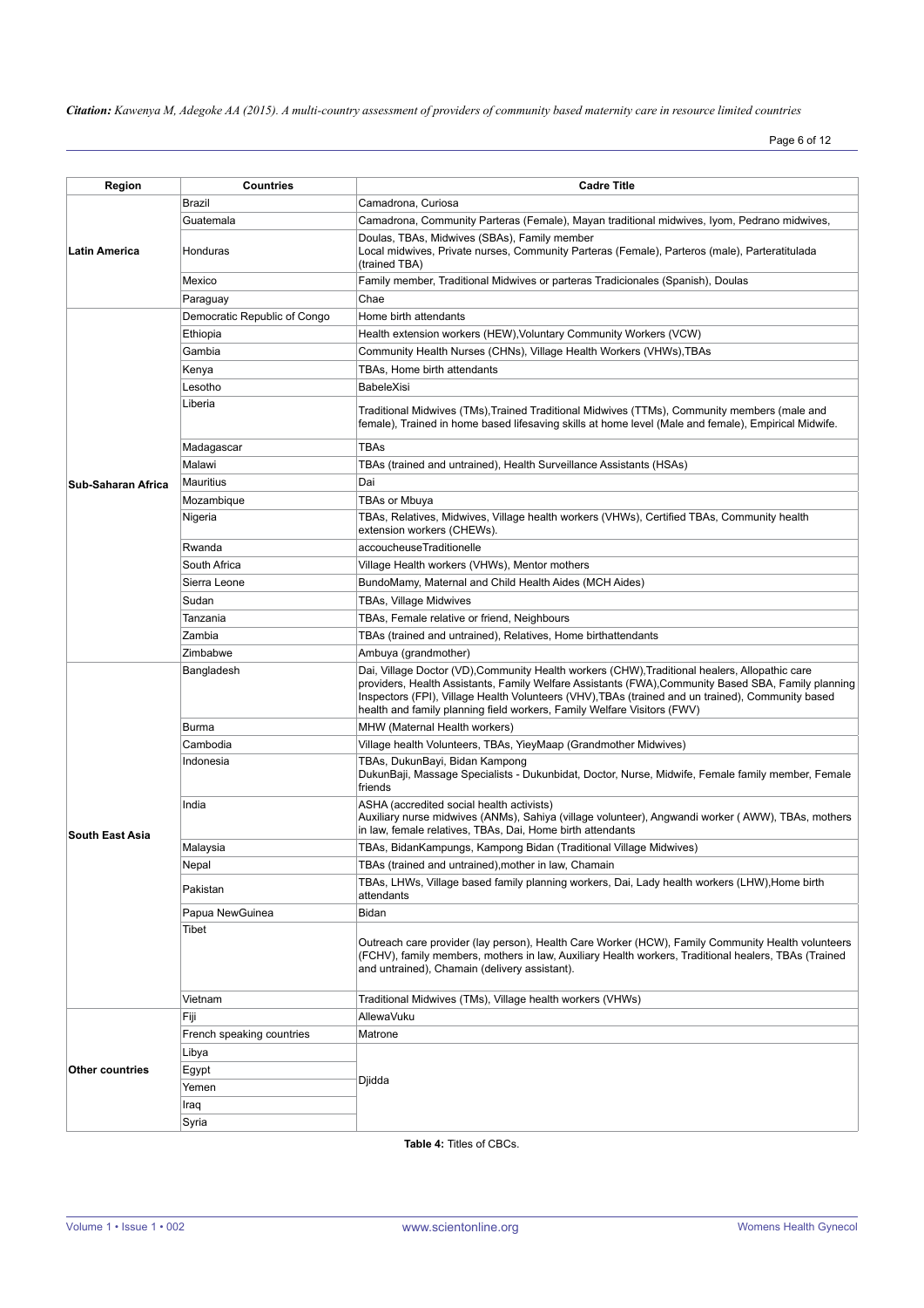| Region | Countries | Cadre Title |
|---|---|---|
| Latin America | Brazil | Camadrona, Curiosa |
| | Guatemala | Camadrona, Community Parteras (Female), Mayan traditional midwives, Iyom, Pedrano midwives, |
| | Honduras | Doulas, TBAs, Midwives (SBAs), Family member<br>Local midwives, Private nurses, Community Parteras (Female), Parteros (male), Parteratitulada (trained TBA) |
| | Mexico | Family member, Traditional Midwives or parteras Tradicionales (Spanish), Doulas |
| | Paraguay | Chae |
| Sub-Saharan Africa | Democratic Republic of Congo | Home birth attendants |
| | Ethiopia | Health extension workers (HEW),Voluntary Community Workers (VCW) |
| | Gambia | Community Health Nurses (CHNs), Village Health Workers (VHWs),TBAs |
| | Kenya | TBAs, Home birth attendants |
| | Lesotho | BabeleXisi |
| | Liberia | Traditional Midwives (TMs),Trained Traditional Midwives (TTMs), Community members (male and female), Trained in home based lifesaving skills at home level (Male and female), Empirical Midwife. |
| | Madagascar | TBAs |
| | Malawi | TBAs (trained and untrained), Health Surveillance Assistants (HSAs) |
| | Mauritius | Dai |
| | Mozambique | TBAs or Mbuya |
| | Nigeria | TBAs, Relatives, Midwives, Village health workers (VHWs), Certified TBAs, Community health extension workers (CHEWs). |
| | Rwanda | accoucheuseTraditionelle |
| | South Africa | Village Health workers (VHWs), Mentor mothers |
| | Sierra Leone | BundoMamy, Maternal and Child Health Aides (MCH Aides) |
| | Sudan | TBAs, Village Midwives |
| | Tanzania | TBAs, Female relative or friend, Neighbours |
| | Zambia | TBAs (trained and untrained), Relatives, Home birthattendants |
| | Zimbabwe | Ambuya (grandmother) |
| South East Asia | Bangladesh | Dai, Village Doctor (VD),Community Health workers (CHW),Traditional healers, Allopathic care providers, Health Assistants, Family Welfare Assistants (FWA),Community Based SBA, Family planning Inspectors (FPI), Village Health Volunteers (VHV),TBAs (trained and un trained), Community based health and family planning field workers, Family Welfare Visitors (FWV) |
| | Burma | MHW (Maternal Health workers) |
| | Cambodia | Village health Volunteers, TBAs, YieyMaap (Grandmother Midwives) |
| | Indonesia | TBAs, DukunBayi, Bidan Kampong<br>DukunBaji, Massage Specialists - Dukunbidat, Doctor, Nurse, Midwife, Female family member, Female friends |
| | India | ASHA (accredited social health activists)<br>Auxiliary nurse midwives (ANMs), Sahiya (village volunteer), Angwandi worker ( AWW), TBAs, mothers in law, female relatives, TBAs, Dai, Home birth attendants |
| | Malaysia | TBAs, BidanKampungs, Kampong Bidan (Traditional Village Midwives) |
| | Nepal | TBAs (trained and untrained),mother in law, Chamain |
| | Pakistan | TBAs, LHWs, Village based family planning workers, Dai, Lady health workers (LHW),Home birth attendants |
| | Papua NewGuinea | Bidan |
| | Tibet | Outreach care provider (lay person), Health Care Worker (HCW), Family Community Health volunteers (FCHV), family members, mothers in law, Auxiliary Health workers, Traditional healers, TBAs (Trained and untrained), Chamain (delivery assistant). |
| | Vietnam | Traditional Midwives (TMs), Village health workers (VHWs) |
| Other countries | Fiji | AllewaVuku |
| | French speaking countries | Matrone |
| | Libya | Djidda |
| | Egypt | |
| | Yemen | |
| | Iraq | |
| | Syria | |

**Table 4:** Titles of CBCs.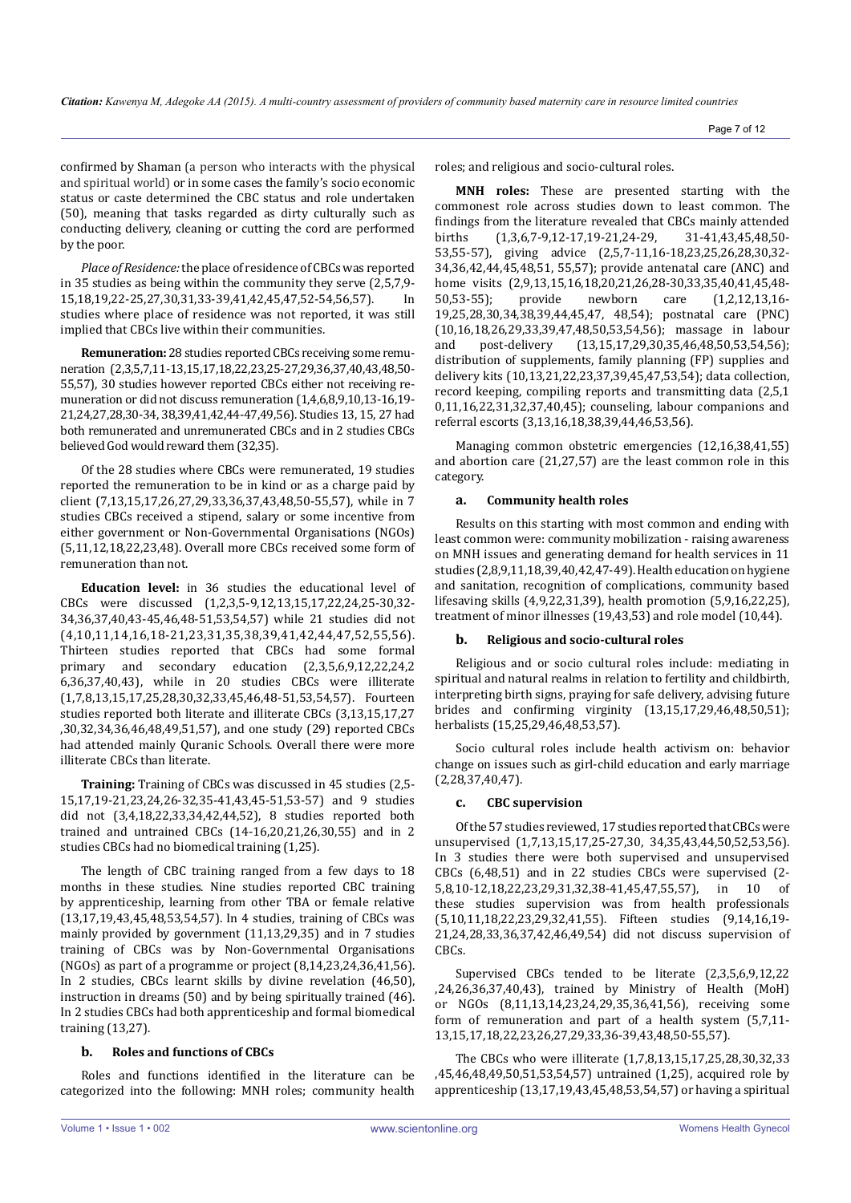confirmed by Shaman (a person who interacts with the physical and spiritual world) or in some cases the family's socio economic status or caste determined the CBC status and role undertaken (50), meaning that tasks regarded as dirty culturally such as conducting delivery, cleaning or cutting the cord are performed by the poor.

*Place of Residence:* the place of residence of CBCs was reported in 35 studies as being within the community they serve (2,5,7,9-15,18,19,22-25,27,30,31,33-39,41,42,45,47,52-54,56,57). In studies where place of residence was not reported, it was still implied that CBCs live within their communities.

**Remuneration:** 28 studies reported CBCs receiving some remuneration (2,3,5,7,11-13,15,17,18,22,23,25-27,29,36,37,40,43,48,50-55,57), 30 studies however reported CBCs either not receiving remuneration or did not discuss remuneration (1,4,6,8,9,10,13-16,19-21,24,27,28,30-34, 38,39,41,42,44-47,49,56). Studies 13, 15, 27 had both remunerated and unremunerated CBCs and in 2 studies CBCs believed God would reward them (32,35).

Of the 28 studies where CBCs were remunerated, 19 studies reported the remuneration to be in kind or as a charge paid by client (7,13,15,17,26,27,29,33,36,37,43,48,50-55,57), while in 7 studies CBCs received a stipend, salary or some incentive from either government or Non-Governmental Organisations (NGOs) (5,11,12,18,22,23,48). Overall more CBCs received some form of remuneration than not.

**Education level:** in 36 studies the educational level of CBCs were discussed (1,2,3,5-9,12,13,15,17,22,24,25-30,32-34,36,37,40,43-45,46,48-51,53,54,57) while 21 studies did not (4,10,11,14,16,18-21,23,31,35,38,39,41,42,44,47,52,55,56). Thirteen studies reported that CBCs had some formal primary and secondary education (2,3,5,6,9,12,22,24,26,36,37,40,43), while in 20 studies CBCs were illiterate (1,7,8,13,15,17,25,28,30,32,33,45,46,48-51,53,54,57). Fourteen studies reported both literate and illiterate CBCs (3,13,15,17,27,30,32,34,36,46,48,49,51,57), and one study (29) reported CBCs had attended mainly Quranic Schools. Overall there were more illiterate CBCs than literate.

**Training:** Training of CBCs was discussed in 45 studies (2,5-15,17,19-21,23,24,26-32,35-41,43,45-51,53-57) and 9 studies did not (3,4,18,22,33,34,42,44,52), 8 studies reported both trained and untrained CBCs (14-16,20,21,26,30,55) and in 2 studies CBCs had no biomedical training (1,25).

The length of CBC training ranged from a few days to 18 months in these studies. Nine studies reported CBC training by apprenticeship, learning from other TBA or female relative (13,17,19,43,45,48,53,54,57). In 4 studies, training of CBCs was mainly provided by government (11,13,29,35) and in 7 studies training of CBCs was by Non-Governmental Organisations (NGOs) as part of a programme or project (8,14,23,24,36,41,56). In 2 studies, CBCs learnt skills by divine revelation (46,50), instruction in dreams (50) and by being spiritually trained (46). In 2 studies CBCs had both apprenticeship and formal biomedical training (13,27).

### b. Roles and functions of CBCs

Roles and functions identified in the literature can be categorized into the following: MNH roles; community health roles; and religious and socio-cultural roles.

**MNH roles:** These are presented starting with the commonest role across studies down to least common. The findings from the literature revealed that CBCs mainly attended births (1,3,6,7-9,12-17,19-21,24-29, 31-41,43,45,48,50-53,55-57), giving advice (2,5,7-11,16-18,23,25,26,28,30,32-34,36,42,44,45,48,51, 55,57); provide antenatal care (ANC) and home visits (2,9,13,15,16,18,20,21,26,28-30,33,35,40,41,45,48-50,53-55); provide newborn care (1,2,12,13,16-19,25,28,30,34,38,39,44,45,47, 48,54); postnatal care (PNC) (10,16,18,26,29,33,39,47,48,50,53,54,56); massage in labour and post-delivery (13,15,17,29,30,35,46,48,50,53,54,56); distribution of supplements, family planning (FP) supplies and delivery kits (10,13,21,22,23,37,39,45,47,53,54); data collection, record keeping, compiling reports and transmitting data (2,5,10,11,16,22,31,32,37,40,45); counseling, labour companions and referral escorts (3,13,16,18,38,39,44,46,53,56).

Managing common obstetric emergencies (12,16,38,41,55) and abortion care (21,27,57) are the least common role in this category.

### a. Community health roles

Results on this starting with most common and ending with least common were: community mobilization - raising awareness on MNH issues and generating demand for health services in 11 studies (2,8,9,11,18,39,40,42,47-49). Health education on hygiene and sanitation, recognition of complications, community based lifesaving skills (4,9,22,31,39), health promotion (5,9,16,22,25), treatment of minor illnesses (19,43,53) and role model (10,44).

### b. Religious and socio-cultural roles

Religious and or socio cultural roles include: mediating in spiritual and natural realms in relation to fertility and childbirth, interpreting birth signs, praying for safe delivery, advising future brides and confirming virginity (13,15,17,29,46,48,50,51); herbalists (15,25,29,46,48,53,57).

Socio cultural roles include health activism on: behavior change on issues such as girl-child education and early marriage (2,28,37,40,47).

### c. CBC supervision

Of the 57 studies reviewed, 17 studies reported that CBCs were unsupervised (1,7,13,15,17,25-27,30, 34,35,43,44,50,52,53,56). In 3 studies there were both supervised and unsupervised CBCs (6,48,51) and in 22 studies CBCs were supervised (2-5,8,10-12,18,22,23,29,31,32,38-41,45,47,55,57), in 10 of these studies supervision was from health professionals (5,10,11,18,22,23,29,32,41,55). Fifteen studies (9,14,16,19-21,24,28,33,36,37,42,46,49,54) did not discuss supervision of CBCs.

Supervised CBCs tended to be literate (2,3,5,6,9,12,22,24,26,36,37,40,43), trained by Ministry of Health (MoH) or NGOs (8,11,13,14,23,24,29,35,36,41,56), receiving some form of remuneration and part of a health system (5,7,11-13,15,17,18,22,23,26,27,29,33,36-39,43,48,50-55,57).

The CBCs who were illiterate (1,7,8,13,15,17,25,28,30,32,33,45,46,48,49,50,51,53,54,57) untrained (1,25), acquired role by apprenticeship (13,17,19,43,45,48,53,54,57) or having a spiritual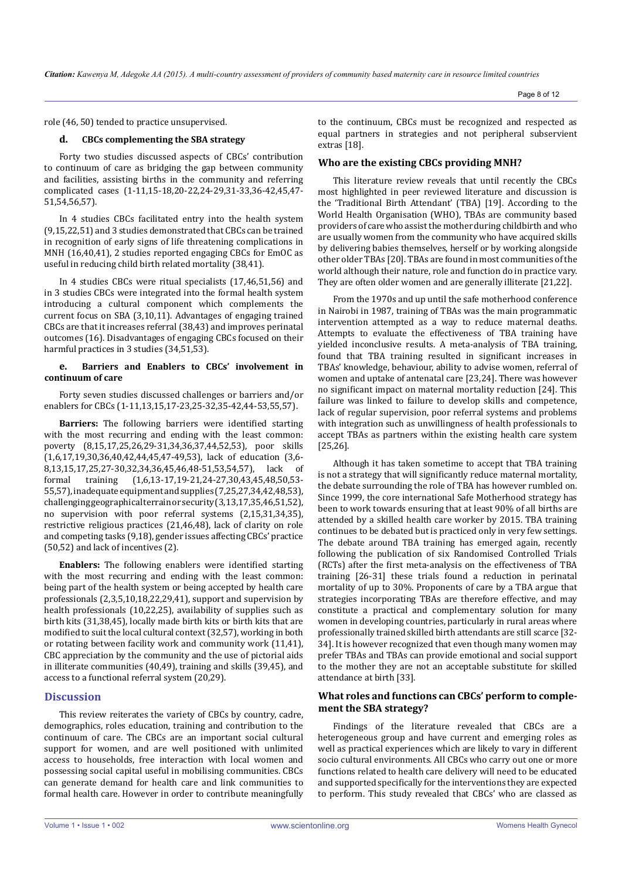role (46, 50) tended to practice unsupervised.

### d. CBCs complementing the SBA strategy

Forty two studies discussed aspects of CBCs' contribution to continuum of care as bridging the gap between community and facilities, assisting births in the community and referring complicated cases (1-11,15-18,20-22,24-29,31-33,36-42,45,47-51,54,56,57).

In 4 studies CBCs facilitated entry into the health system (9,15,22,51) and 3 studies demonstrated that CBCs can be trained in recognition of early signs of life threatening complications in MNH (16,40,41), 2 studies reported engaging CBCs for EmOC as useful in reducing child birth related mortality (38,41).

In 4 studies CBCs were ritual specialists (17,46,51,56) and in 3 studies CBCs were integrated into the formal health system introducing a cultural component which complements the current focus on SBA (3,10,11). Advantages of engaging trained CBCs are that it increases referral (38,43) and improves perinatal outcomes (16). Disadvantages of engaging CBCs focused on their harmful practices in 3 studies (34,51,53).

### e. Barriers and Enablers to CBCs' involvement in continuum of care

Forty seven studies discussed challenges or barriers and/or enablers for CBCs (1-11,13,15,17-23,25-32,35-42,44-53,55,57).

**Barriers:** The following barriers were identified starting with the most recurring and ending with the least common: poverty (8,15,17,25,26,29-31,34,36,37,44,52,53), poor skills (1,6,17,19,30,36,40,42,44,45,47-49,53), lack of education (3,6-8,13,15,17,25,27-30,32,34,36,45,46,48-51,53,54,57), lack of formal training (1,6,13-17,19-21,24-27,30,43,45,48,50,53-55,57), inadequate equipment and supplies (7,25,27,34,42,48,53), challenging geographical terrain or security (3,13,17,35,46,51,52), no supervision with poor referral systems (2,15,31,34,35), restrictive religious practices (21,46,48), lack of clarity on role and competing tasks (9,18), gender issues affecting CBCs' practice (50,52) and lack of incentives (2).

**Enablers:** The following enablers were identified starting with the most recurring and ending with the least common: being part of the health system or being accepted by health care professionals (2,3,5,10,18,22,29,41), support and supervision by health professionals (10,22,25), availability of supplies such as birth kits (31,38,45), locally made birth kits or birth kits that are modified to suit the local cultural context (32,57), working in both or rotating between facility work and community work (11,41), CBC appreciation by the community and the use of pictorial aids in illiterate communities (40,49), training and skills (39,45), and access to a functional referral system (20,29).

## Discussion

This review reiterates the variety of CBCs by country, cadre, demographics, roles education, training and contribution to the continuum of care. The CBCs are an important social cultural support for women, and are well positioned with unlimited access to households, free interaction with local women and possessing social capital useful in mobilising communities. CBCs can generate demand for health care and link communities to formal health care. However in order to contribute meaningfully to the continuum, CBCs must be recognized and respected as equal partners in strategies and not peripheral subservient extras [18].

### Who are the existing CBCs providing MNH?

This literature review reveals that until recently the CBCs most highlighted in peer reviewed literature and discussion is the 'Traditional Birth Attendant' (TBA) [19]. According to the World Health Organisation (WHO), TBAs are community based providers of care who assist the mother during childbirth and who are usually women from the community who have acquired skills by delivering babies themselves, herself or by working alongside other older TBAs [20]. TBAs are found in most communities of the world although their nature, role and function do in practice vary. They are often older women and are generally illiterate [21,22].

From the 1970s and up until the safe motherhood conference in Nairobi in 1987, training of TBAs was the main programmatic intervention attempted as a way to reduce maternal deaths. Attempts to evaluate the effectiveness of TBA training have yielded inconclusive results. A meta-analysis of TBA training, found that TBA training resulted in significant increases in TBAs' knowledge, behaviour, ability to advise women, referral of women and uptake of antenatal care [23,24]. There was however no significant impact on maternal mortality reduction [24]. This failure was linked to failure to develop skills and competence, lack of regular supervision, poor referral systems and problems with integration such as unwillingness of health professionals to accept TBAs as partners within the existing health care system [25,26].

Although it has taken sometime to accept that TBA training is not a strategy that will significantly reduce maternal mortality, the debate surrounding the role of TBA has however rumbled on. Since 1999, the core international Safe Motherhood strategy has been to work towards ensuring that at least 90% of all births are attended by a skilled health care worker by 2015. TBA training continues to be debated but is practiced only in very few settings. The debate around TBA training has emerged again, recently following the publication of six Randomised Controlled Trials (RCTs) after the first meta-analysis on the effectiveness of TBA training [26-31] these trials found a reduction in perinatal mortality of up to 30%. Proponents of care by a TBA argue that strategies incorporating TBAs are therefore effective, and may constitute a practical and complementary solution for many women in developing countries, particularly in rural areas where professionally trained skilled birth attendants are still scarce [32-34]. It is however recognized that even though many women may prefer TBAs and TBAs can provide emotional and social support to the mother they are not an acceptable substitute for skilled attendance at birth [33].

### What roles and functions can CBCs' perform to complement the SBA strategy?

Findings of the literature revealed that CBCs are a heterogeneous group and have current and emerging roles as well as practical experiences which are likely to vary in different socio cultural environments. All CBCs who carry out one or more functions related to health care delivery will need to be educated and supported specifically for the interventions they are expected to perform. This study revealed that CBCs' who are classed as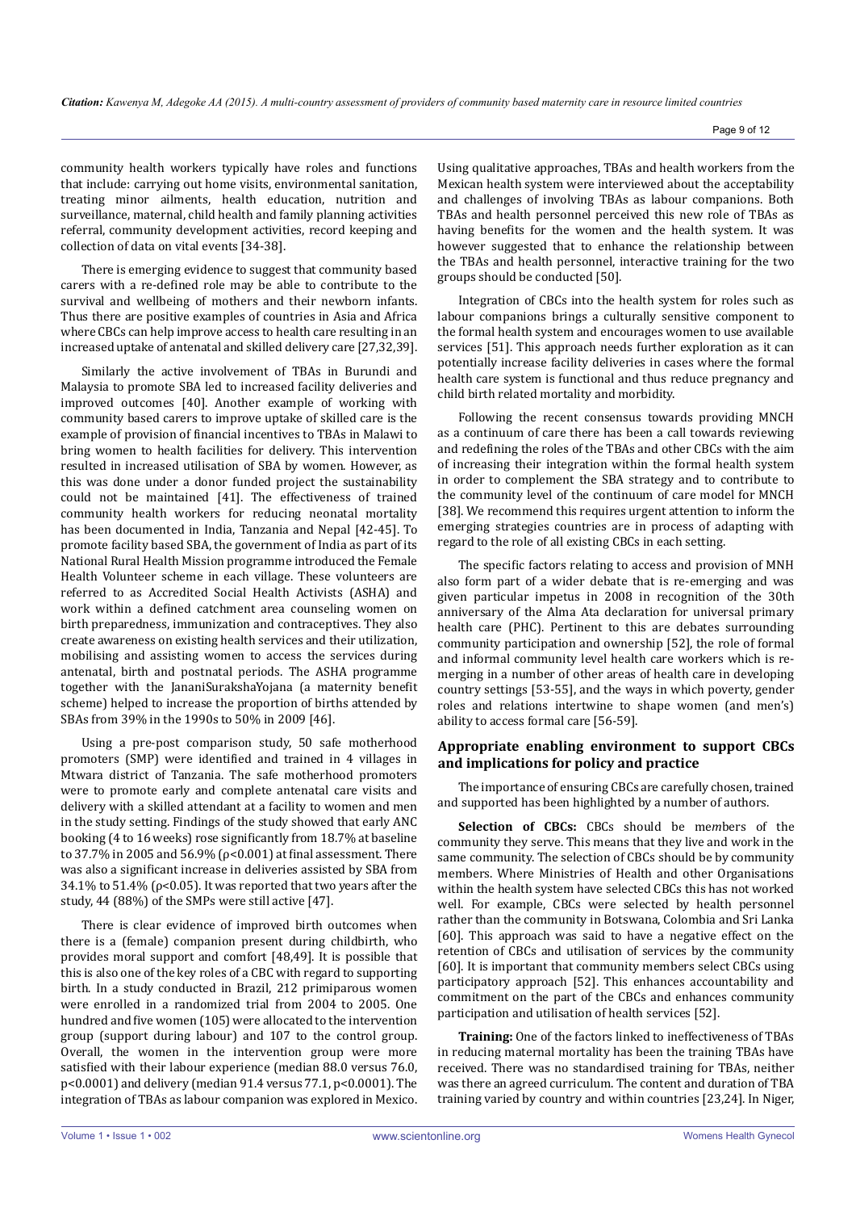community health workers typically have roles and functions that include: carrying out home visits, environmental sanitation, treating minor ailments, health education, nutrition and surveillance, maternal, child health and family planning activities referral, community development activities, record keeping and collection of data on vital events [34-38].

There is emerging evidence to suggest that community based carers with a re-defined role may be able to contribute to the survival and wellbeing of mothers and their newborn infants. Thus there are positive examples of countries in Asia and Africa where CBCs can help improve access to health care resulting in an increased uptake of antenatal and skilled delivery care [27,32,39].

Similarly the active involvement of TBAs in Burundi and Malaysia to promote SBA led to increased facility deliveries and improved outcomes [40]. Another example of working with community based carers to improve uptake of skilled care is the example of provision of financial incentives to TBAs in Malawi to bring women to health facilities for delivery. This intervention resulted in increased utilisation of SBA by women. However, as this was done under a donor funded project the sustainability could not be maintained [41]. The effectiveness of trained community health workers for reducing neonatal mortality has been documented in India, Tanzania and Nepal [42-45]. To promote facility based SBA, the government of India as part of its National Rural Health Mission programme introduced the Female Health Volunteer scheme in each village. These volunteers are referred to as Accredited Social Health Activists (ASHA) and work within a defined catchment area counseling women on birth preparedness, immunization and contraceptives. They also create awareness on existing health services and their utilization, mobilising and assisting women to access the services during antenatal, birth and postnatal periods. The ASHA programme together with the JananiSurakshaYojana (a maternity benefit scheme) helped to increase the proportion of births attended by SBAs from 39% in the 1990s to 50% in 2009 [46].

Using a pre-post comparison study, 50 safe motherhood promoters (SMP) were identified and trained in 4 villages in Mtwara district of Tanzania. The safe motherhood promoters were to promote early and complete antenatal care visits and delivery with a skilled attendant at a facility to women and men in the study setting. Findings of the study showed that early ANC booking (4 to 16 weeks) rose significantly from 18.7% at baseline to 37.7% in 2005 and 56.9% ($\rho<0.001$) at final assessment. There was also a significant increase in deliveries assisted by SBA from 34.1% to 51.4% ($\rho<0.05$). It was reported that two years after the study, 44 (88%) of the SMPs were still active [47].

There is clear evidence of improved birth outcomes when there is a (female) companion present during childbirth, who provides moral support and comfort [48,49]. It is possible that this is also one of the key roles of a CBC with regard to supporting birth. In a study conducted in Brazil, 212 primiparous women were enrolled in a randomized trial from 2004 to 2005. One hundred and five women (105) were allocated to the intervention group (support during labour) and 107 to the control group. Overall, the women in the intervention group were more satisfied with their labour experience (median 88.0 versus 76.0, $p<0.0001$) and delivery (median 91.4 versus 77.1, $p<0.0001$). The integration of TBAs as labour companion was explored in Mexico. Using qualitative approaches, TBAs and health workers from the Mexican health system were interviewed about the acceptability and challenges of involving TBAs as labour companions. Both TBAs and health personnel perceived this new role of TBAs as having benefits for the women and the health system. It was however suggested that to enhance the relationship between the TBAs and health personnel, interactive training for the two groups should be conducted [50].

Integration of CBCs into the health system for roles such as labour companions brings a culturally sensitive component to the formal health system and encourages women to use available services [51]. This approach needs further exploration as it can potentially increase facility deliveries in cases where the formal health care system is functional and thus reduce pregnancy and child birth related mortality and morbidity.

Following the recent consensus towards providing MNCH as a continuum of care there has been a call towards reviewing and redefining the roles of the TBAs and other CBCs with the aim of increasing their integration within the formal health system in order to complement the SBA strategy and to contribute to the community level of the continuum of care model for MNCH [38]. We recommend this requires urgent attention to inform the emerging strategies countries are in process of adapting with regard to the role of all existing CBCs in each setting.

The specific factors relating to access and provision of MNH also form part of a wider debate that is re-emerging and was given particular impetus in 2008 in recognition of the 30th anniversary of the Alma Ata declaration for universal primary health care (PHC). Pertinent to this are debates surrounding community participation and ownership [52], the role of formal and informal community level health care workers which is re-merging in a number of other areas of health care in developing country settings [53-55], and the ways in which poverty, gender roles and relations intertwine to shape women (and men's) ability to access formal care [56-59].

## Appropriate enabling environment to support CBCs and implications for policy and practice

The importance of ensuring CBCs are carefully chosen, trained and supported has been highlighted by a number of authors.

**Selection of CBCs:** CBCs should be members of the community they serve. This means that they live and work in the same community. The selection of CBCs should be by community members. Where Ministries of Health and other Organisations within the health system have selected CBCs this has not worked well. For example, CBCs were selected by health personnel rather than the community in Botswana, Colombia and Sri Lanka [60]. This approach was said to have a negative effect on the retention of CBCs and utilisation of services by the community [60]. It is important that community members select CBCs using participatory approach [52]. This enhances accountability and commitment on the part of the CBCs and enhances community participation and utilisation of health services [52].

**Training:** One of the factors linked to ineffectiveness of TBAs in reducing maternal mortality has been the training TBAs have received. There was no standardised training for TBAs, neither was there an agreed curriculum. The content and duration of TBA training varied by country and within countries [23,24]. In Niger,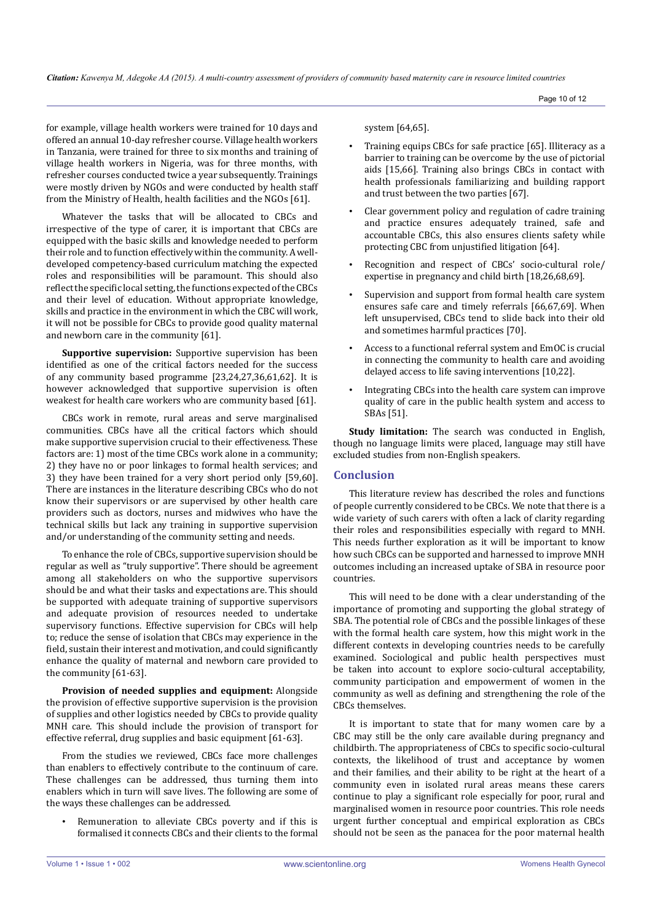for example, village health workers were trained for 10 days and offered an annual 10-day refresher course. Village health workers in Tanzania, were trained for three to six months and training of village health workers in Nigeria, was for three months, with refresher courses conducted twice a year subsequently. Trainings were mostly driven by NGOs and were conducted by health staff from the Ministry of Health, health facilities and the NGOs [61].

Whatever the tasks that will be allocated to CBCs and irrespective of the type of carer, it is important that CBCs are equipped with the basic skills and knowledge needed to perform their role and to function effectively within the community. A well-developed competency-based curriculum matching the expected roles and responsibilities will be paramount. This should also reflect the specific local setting, the functions expected of the CBCs and their level of education. Without appropriate knowledge, skills and practice in the environment in which the CBC will work, it will not be possible for CBCs to provide good quality maternal and newborn care in the community [61].

**Supportive supervision:** Supportive supervision has been identified as one of the critical factors needed for the success of any community based programme [23,24,27,36,61,62]. It is however acknowledged that supportive supervision is often weakest for health care workers who are community based [61].

CBCs work in remote, rural areas and serve marginalised communities. CBCs have all the critical factors which should make supportive supervision crucial to their effectiveness. These factors are: 1) most of the time CBCs work alone in a community; 2) they have no or poor linkages to formal health services; and 3) they have been trained for a very short period only [59,60]. There are instances in the literature describing CBCs who do not know their supervisors or are supervised by other health care providers such as doctors, nurses and midwives who have the technical skills but lack any training in supportive supervision and/or understanding of the community setting and needs.

To enhance the role of CBCs, supportive supervision should be regular as well as "truly supportive". There should be agreement among all stakeholders on who the supportive supervisors should be and what their tasks and expectations are. This should be supported with adequate training of supportive supervisors and adequate provision of resources needed to undertake supervisory functions. Effective supervision for CBCs will help to; reduce the sense of isolation that CBCs may experience in the field, sustain their interest and motivation, and could significantly enhance the quality of maternal and newborn care provided to the community [61-63].

**Provision of needed supplies and equipment:** Alongside the provision of effective supportive supervision is the provision of supplies and other logistics needed by CBCs to provide quality MNH care. This should include the provision of transport for effective referral, drug supplies and basic equipment [61-63].

From the studies we reviewed, CBCs face more challenges than enablers to effectively contribute to the continuum of care. These challenges can be addressed, thus turning them into enablers which in turn will save lives. The following are some of the ways these challenges can be addressed.

- Remuneration to alleviate CBCs poverty and if this is formalised it connects CBCs and their clients to the formal system [64,65].
- Training equips CBCs for safe practice [65]. Illiteracy as a barrier to training can be overcome by the use of pictorial aids [15,66]. Training also brings CBCs in contact with health professionals familiarizing and building rapport and trust between the two parties [67].
- Clear government policy and regulation of cadre training and practice ensures adequately trained, safe and accountable CBCs, this also ensures clients safety while protecting CBC from unjustified litigation [64].
- Recognition and respect of CBCs' socio-cultural role/expertise in pregnancy and child birth [18,26,68,69].
- Supervision and support from formal health care system ensures safe care and timely referrals [66,67,69]. When left unsupervised, CBCs tend to slide back into their old and sometimes harmful practices [70].
- Access to a functional referral system and EmOC is crucial in connecting the community to health care and avoiding delayed access to life saving interventions [10,22].
- Integrating CBCs into the health care system can improve quality of care in the public health system and access to SBAs [51].

**Study limitation:** The search was conducted in English, though no language limits were placed, language may still have excluded studies from non-English speakers.

## Conclusion

This literature review has described the roles and functions of people currently considered to be CBCs. We note that there is a wide variety of such carers with often a lack of clarity regarding their roles and responsibilities especially with regard to MNH. This needs further exploration as it will be important to know how such CBCs can be supported and harnessed to improve MNH outcomes including an increased uptake of SBA in resource poor countries.

This will need to be done with a clear understanding of the importance of promoting and supporting the global strategy of SBA. The potential role of CBCs and the possible linkages of these with the formal health care system, how this might work in the different contexts in developing countries needs to be carefully examined. Sociological and public health perspectives must be taken into account to explore socio-cultural acceptability, community participation and empowerment of women in the community as well as defining and strengthening the role of the CBCs themselves.

It is important to state that for many women care by a CBC may still be the only care available during pregnancy and childbirth. The appropriateness of CBCs to specific socio-cultural contexts, the likelihood of trust and acceptance by women and their families, and their ability to be right at the heart of a community even in isolated rural areas means these carers continue to play a significant role especially for poor, rural and marginalised women in resource poor countries. This role needs urgent further conceptual and empirical exploration as CBCs should not be seen as the panacea for the poor maternal health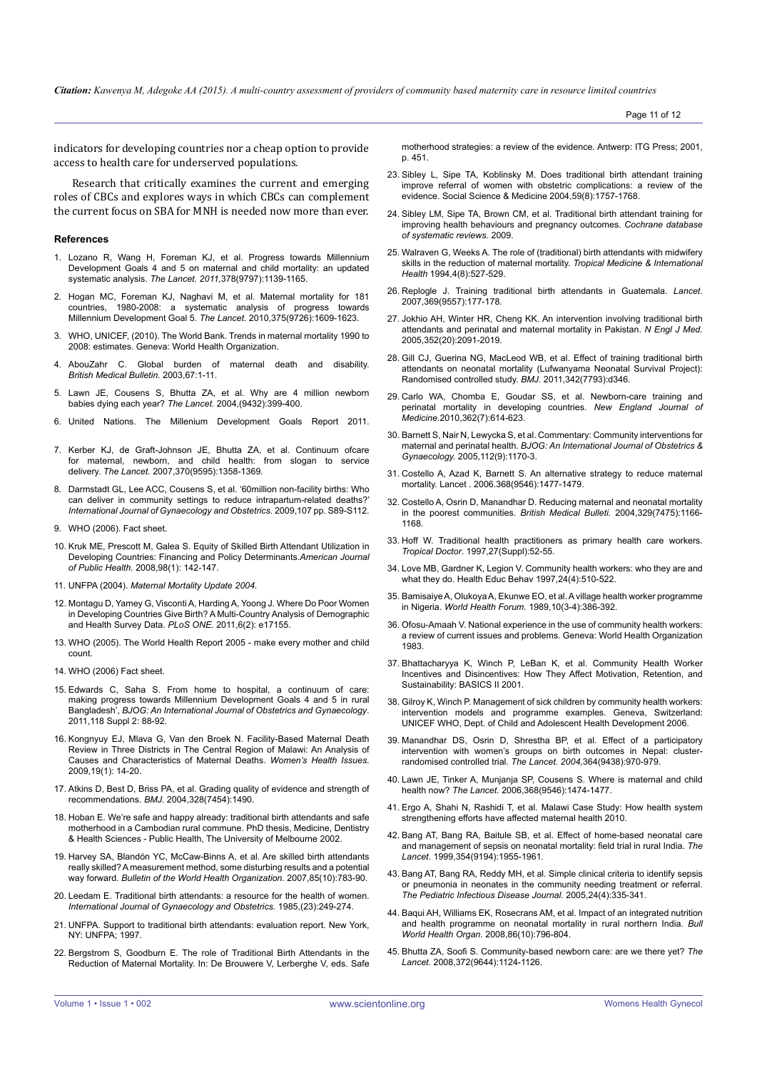indicators for developing countries nor a cheap option to provide access to health care for underserved populations.

Research that critically examines the current and emerging roles of CBCs and explores ways in which CBCs can complement the current focus on SBA for MNH is needed now more than ever.

## References

1. Lozano R, Wang H, Foreman KJ, et al. Progress towards Millennium Development Goals 4 and 5 on maternal and child mortality: an updated systematic analysis. *The Lancet. 2011,*378(9797):1139-1165.
2. Hogan MC, Foreman KJ, Naghavi M, et al. Maternal mortality for 181 countries, 1980-2008: a systematic analysis of progress towards Millennium Development Goal 5. *The Lancet.* 2010,375(9726):1609-1623.
3. WHO, UNICEF, (2010). The World Bank. Trends in maternal mortality 1990 to 2008: estimates. Geneva: World Health Organization.
4. AbouZahr C. Global burden of maternal death and disability. *British Medical Bulletin.* 2003,67:1-11.
5. Lawn JE, Cousens S, Bhutta ZA, et al. Why are 4 million newborn babies dying each year? *The Lancet.* 2004,(9432):399-400.
6. United Nations. The Millenium Development Goals Report 2011.
7. Kerber KJ, de Graft-Johnson JE, Bhutta ZA, et al. Continuum ofcare for maternal, newborn, and child health: from slogan to service delivery. *The Lancet.* 2007,370(9595):1358-1369.
8. Darmstadt GL, Lee ACC, Cousens S, et al. '60million non-facility births: Who can deliver in community settings to reduce intrapartum-related deaths?' *International Journal of Gynaecology and Obstetrics.* 2009,107 pp. S89-S112.
9. WHO (2006). Fact sheet.
10. Kruk ME, Prescott M, Galea S. Equity of Skilled Birth Attendant Utilization in Developing Countries: Financing and Policy Determinants.*American Journal of Public Health.* 2008,98(1): 142-147.
11. UNFPA (2004). *Maternal Mortality Update 2004.*
12. Montagu D, Yamey G, Visconti A, Harding A, Yoong J. Where Do Poor Women in Developing Countries Give Birth? A Multi-Country Analysis of Demographic and Health Survey Data. *PLoS ONE.* 2011,6(2): e17155.
13. WHO (2005). The World Health Report 2005 - make every mother and child count.
14. WHO (2006) Fact sheet.
15. Edwards C, Saha S. From home to hospital, a continuum of care: making progress towards Millennium Development Goals 4 and 5 in rural Bangladesh', *BJOG: An International Journal of Obstetrics and Gynaecology*. 2011,118 Suppl 2: 88-92.
16. Kongnyuy EJ, Mlava G, Van den Broek N. Facility-Based Maternal Death Review in Three Districts in The Central Region of Malawi: An Analysis of Causes and Characteristics of Maternal Deaths. *Women's Health Issues.* 2009,19(1): 14-20.
17. Atkins D, Best D, Briss PA, et al. Grading quality of evidence and strength of recommendations. *BMJ.* 2004,328(7454):1490.
18. Hoban E. We're safe and happy already: traditional birth attendants and safe motherhood in a Cambodian rural commune. PhD thesis, Medicine, Dentistry & Health Sciences - Public Health, The University of Melbourne 2002.
19. Harvey SA, Blandón YC, McCaw-Binns A, et al. Are skilled birth attendants really skilled? A measurement method, some disturbing results and a potential way forward. *Bulletin of the World Health Organization.* 2007,85(10):783-90.
20. Leedam E. Traditional birth attendants: a resource for the health of women. *International Journal of Gynaecology and Obstetrics.* 1985,(23):249-274.
21. UNFPA. Support to traditional birth attendants: evaluation report. New York, NY: UNFPA; 1997.
22. Bergstrom S, Goodburn E. The role of Traditional Birth Attendants in the Reduction of Maternal Mortality. In: De Brouwere V, Lerberghe V, eds. Safe motherhood strategies: a review of the evidence. Antwerp: ITG Press; 2001, p. 451.
23. Sibley L, Sipe TA, Koblinsky M. Does traditional birth attendant training improve referral of women with obstetric complications: a review of the evidence. Social Science & Medicine 2004,59(8):1757-1768.
24. Sibley LM, Sipe TA, Brown CM, et al. Traditional birth attendant training for improving health behaviours and pregnancy outcomes. *Cochrane database of systematic reviews.* 2009.
25. Walraven G, Weeks A. The role of (traditional) birth attendants with midwifery skills in the reduction of maternal mortality. *Tropical Medicine & International Health* 1994,4(8):527-529.
26. Replogle J. Training traditional birth attendants in Guatemala. *Lancet*. 2007,369(9557):177-178.
27. Jokhio AH, Winter HR, Cheng KK. An intervention involving traditional birth attendants and perinatal and maternal mortality in Pakistan. *N Engl J Med.* 2005,352(20):2091-2019.
28. Gill CJ, Guerina NG, MacLeod WB, et al. Effect of training traditional birth attendants on neonatal mortality (Lufwanyama Neonatal Survival Project): Randomised controlled study. *BMJ.* 2011,342(7793):d346.
29. Carlo WA, Chomba E, Goudar SS, et al. Newborn-care training and perinatal mortality in developing countries. *New England Journal of Medicine.*2010,362(7):614-623.
30. Barnett S, Nair N, Lewycka S, et al. Commentary: Community interventions for maternal and perinatal health. *BJOG: An International Journal of Obstetrics & Gynaecology.* 2005,112(9):1170-3.
31. Costello A, Azad K, Barnett S. An alternative strategy to reduce maternal mortality. Lancet . 2006.368(9546):1477-1479.
32. Costello A, Osrin D, Manandhar D. Reducing maternal and neonatal mortality in the poorest communities. *British Medical Bulleti.* 2004,329(7475):1166-1168.
33. Hoff W. Traditional health practitioners as primary health care workers. *Tropical Doctor*. 1997,27(Suppl):52-55.
34. Love MB, Gardner K, Legion V. Community health workers: who they are and what they do. Health Educ Behav 1997,24(4):510-522.
35. Bamisaiye A, Olukoya A, Ekunwe EO, et al. A village health worker programme in Nigeria. *World Health Forum.* 1989,10(3-4):386-392.
36. Ofosu-Amaah V. National experience in the use of community health workers: a review of current issues and problems. Geneva: World Health Organization 1983.
37. Bhattacharyya K, Winch P, LeBan K, et al. Community Health Worker Incentives and Disincentives: How They Affect Motivation, Retention, and Sustainability: BASICS II 2001.
38. Gilroy K, Winch P. Management of sick children by community health workers: intervention models and programme examples. Geneva, Switzerland: UNICEF WHO, Dept. of Child and Adolescent Health Development 2006.
39. Manandhar DS, Osrin D, Shrestha BP, et al. Effect of a participatory intervention with women's groups on birth outcomes in Nepal: cluster-randomised controlled trial. *The Lancet. 2004,*364(9438):970-979.
40. Lawn JE, Tinker A, Munjanja SP, Cousens S. Where is maternal and child health now? *The Lancet.* 2006,368(9546):1474-1477.
41. Ergo A, Shahi N, Rashidi T, et al. Malawi Case Study: How health system strengthening efforts have affected maternal health 2010.
42. Bang AT, Bang RA, Baitule SB, et al. Effect of home-based neonatal care and management of sepsis on neonatal mortality: field trial in rural India. *The Lancet.* 1999,354(9194):1955-1961.
43. Bang AT, Bang RA, Reddy MH, et al. Simple clinical criteria to identify sepsis or pneumonia in neonates in the community needing treatment or referral. *The Pediatric Infectious Disease Journal.* 2005,24(4):335-341.
44. Baqui AH, Williams EK, Rosecrans AM, et al. Impact of an integrated nutrition and health programme on neonatal mortality in rural northern India. *Bull World Health Organ.* 2008,86(10):796-804.
45. Bhutta ZA, Soofi S. Community-based newborn care: are we there yet? *The Lancet*. 2008,372(9644):1124-1126.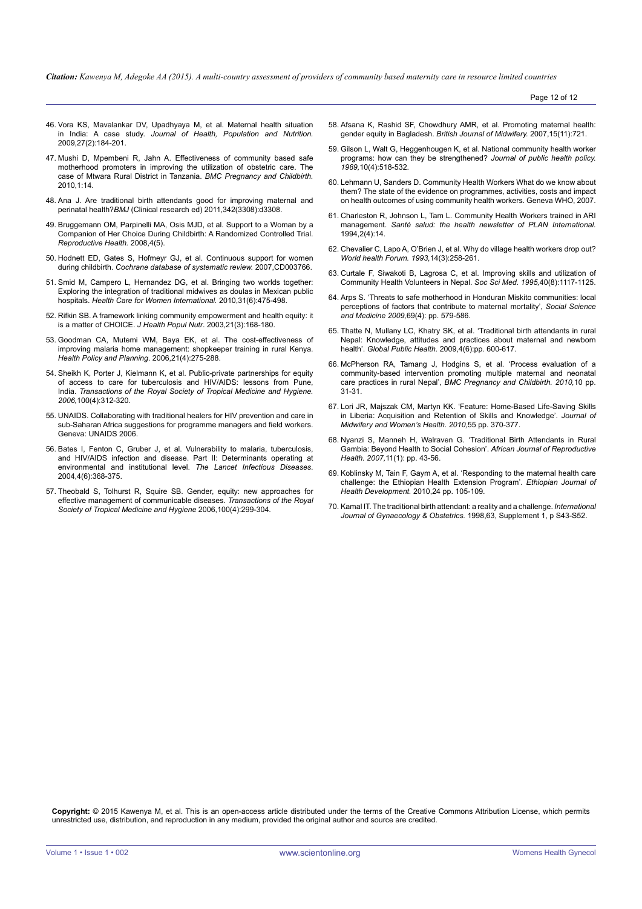46. Vora KS, Mavalankar DV, Upadhyaya M, et al. Maternal health situation in India: A case study. *Journal of Health, Population and Nutrition.* 2009,27(2):184-201.

47. Mushi D, Mpembeni R, Jahn A. Effectiveness of community based safe motherhood promoters in improving the utilization of obstetric care. The case of Mtwara Rural District in Tanzania. *BMC Pregnancy and Childbirth.* 2010,1:14.

48. Ana J. Are traditional birth attendants good for improving maternal and perinatal health?*BMJ* (Clinical research ed) 2011,342(3308):d3308.

49. Bruggemann OM, Parpinelli MA, Osis MJD, et al. Support to a Woman by a Companion of Her Choice During Childbirth: A Randomized Controlled Trial. *Reproductive Health.* 2008,4(5).

50. Hodnett ED, Gates S, Hofmeyr GJ, et al. Continuous support for women during childbirth. *Cochrane database of systematic review.* 2007,CD003766.

51. Smid M, Campero L, Hernandez DG, et al. Bringing two worlds together: Exploring the integration of traditional midwives as doulas in Mexican public hospitals. *Health Care for Women International.* 2010,31(6):475-498.

52. Rifkin SB. A framework linking community empowerment and health equity: it is a matter of CHOICE. *J Health Popul Nutr.* 2003,21(3):168-180.

53. Goodman CA, Mutemi WM, Baya EK, et al. The cost-effectiveness of improving malaria home management: shopkeeper training in rural Kenya. *Health Policy and Planning.* 2006,21(4):275-288.

54. Sheikh K, Porter J, Kielmann K, et al. Public-private partnerships for equity of access to care for tuberculosis and HIV/AIDS: lessons from Pune, India. *Transactions of the Royal Society of Tropical Medicine and Hygiene. 2006,*100(4):312-320.

55. UNAIDS. Collaborating with traditional healers for HIV prevention and care in sub-Saharan Africa suggestions for programme managers and field workers. Geneva: UNAIDS 2006.

56. Bates I, Fenton C, Gruber J, et al. Vulnerability to malaria, tuberculosis, and HIV/AIDS infection and disease. Part II: Determinants operating at environmental and institutional level. *The Lancet Infectious Diseases.* 2004,4(6):368-375.

57. Theobald S, Tolhurst R, Squire SB. Gender, equity: new approaches for effective management of communicable diseases. *Transactions of the Royal Society of Tropical Medicine and Hygiene* 2006,100(4):299-304.

58. Afsana K, Rashid SF, Chowdhury AMR, et al. Promoting maternal health: gender equity in Bagladesh. *British Journal of Midwifery.* 2007,15(11):721.

59. Gilson L, Walt G, Heggenhougen K, et al. National community health worker programs: how can they be strengthened? *Journal of public health policy. 1989,*10(4):518-532.

60. Lehmann U, Sanders D. Community Health Workers What do we know about them? The state of the evidence on programmes, activities, costs and impact on health outcomes of using community health workers. Geneva WHO, 2007.

61. Charleston R, Johnson L, Tam L. Community Health Workers trained in ARI management. *Santé salud: the health newsletter of PLAN International.* 1994,2(4):14.

62. Chevalier C, Lapo A, O'Brien J, et al. Why do village health workers drop out? *World health Forum. 1993,*14(3):258-261.

63. Curtale F, Siwakoti B, Lagrosa C, et al. Improving skills and utilization of Community Health Volunteers in Nepal. *Soc Sci Med. 1995,*40(8):1117-1125.

64. Arps S. 'Threats to safe motherhood in Honduran Miskito communities: local perceptions of factors that contribute to maternal mortality', *Social Science and Medicine 2009,*69(4): pp. 579-586.

65. Thatte N, Mullany LC, Khatry SK, et al. 'Traditional birth attendants in rural Nepal: Knowledge, attitudes and practices about maternal and newborn health'. *Global Public Health.* 2009,4(6):pp. 600-617.

66. McPherson RA, Tamang J, Hodgins S, et al. 'Process evaluation of a community-based intervention promoting multiple maternal and neonatal care practices in rural Nepal', *BMC Pregnancy and Childbirth. 2010,*10 pp. 31-31.

67. Lori JR, Majszak CM, Martyn KK. 'Feature: Home-Based Life-Saving Skills in Liberia: Acquisition and Retention of Skills and Knowledge'. *Journal of Midwifery and Women's Health. 2010,*55 pp. 370-377.

68. Nyanzi S, Manneh H, Walraven G. 'Traditional Birth Attendants in Rural Gambia: Beyond Health to Social Cohesion'. *African Journal of Reproductive Health. 2007,*11(1): pp. 43-56.

69. Koblinsky M, Tain F, Gaym A, et al. 'Responding to the maternal health care challenge: the Ethiopian Health Extension Program'. *Ethiopian Journal of Health Development.* 2010,24 pp. 105-109.

70. Kamal IT. The traditional birth attendant: a reality and a challenge. *International Journal of Gynaecology & Obstetrics.* 1998,63, Supplement 1, p S43-S52.

**Copyright:** © 2015 Kawenya M, et al. This is an open-access article distributed under the terms of the Creative Commons Attribution License, which permits unrestricted use, distribution, and reproduction in any medium, provided the original author and source are credited.